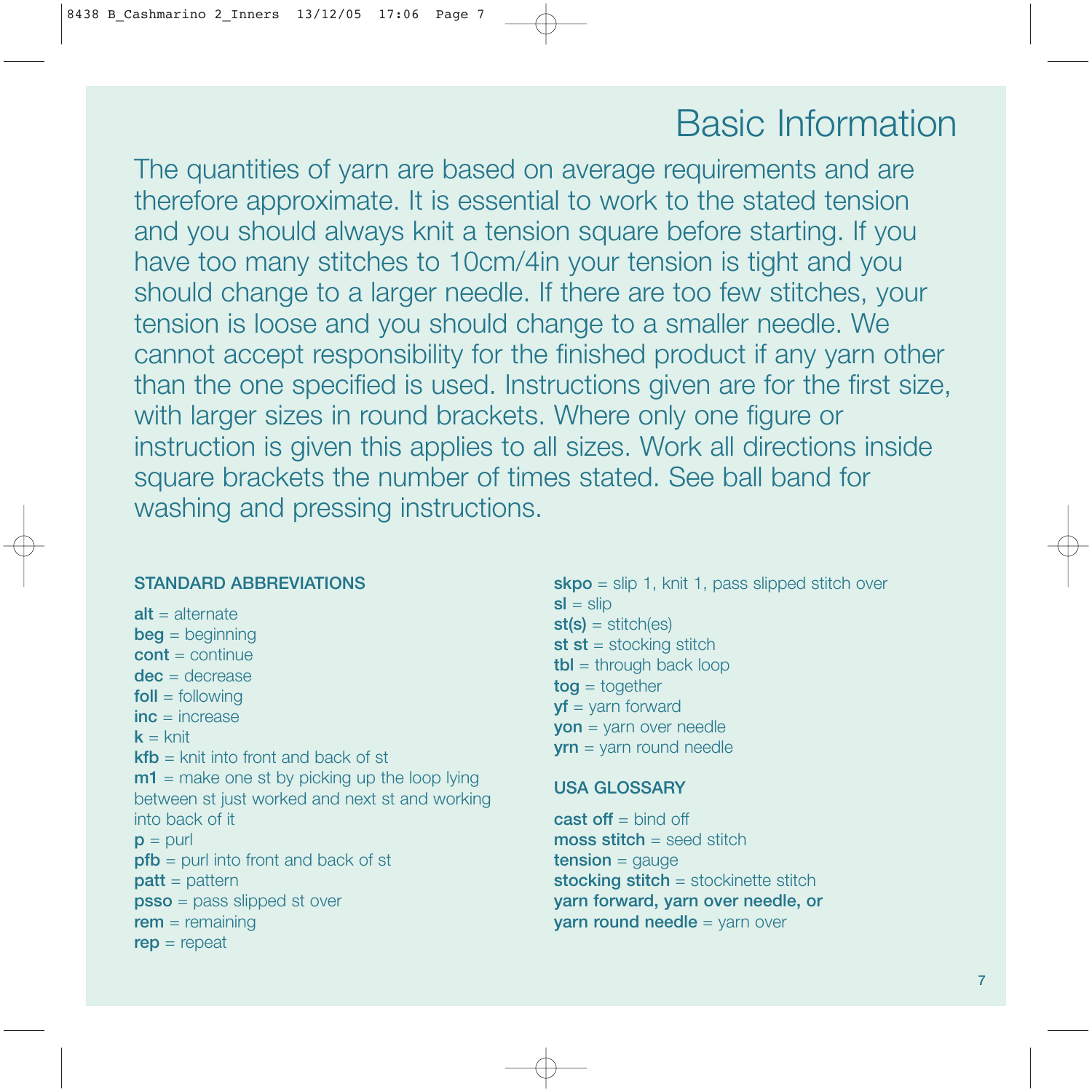# Basic Information

The quantities of yarn are based on average requirements and are therefore approximate. It is essential to work to the stated tension and you should always knit a tension square before starting. If you have too many stitches to 10cm/4in your tension is tight and you should change to a larger needle. If there are too few stitches, your tension is loose and you should change to a smaller needle. We cannot accept responsibility for the finished product if any yarn other than the one specified is used. Instructions given are for the first size, with larger sizes in round brackets. Where only one figure or instruction is given this applies to all sizes. Work all directions inside square brackets the number of times stated. See ball band for washing and pressing instructions.

## STANDARD ABBREVIATIONS

**alt** = alternate
**beg** = beginning
**cont** = continue
**dec** = decrease
**foll** = following
**inc** = increase
**k** = knit
**kfb** = knit into front and back of st
**m1** = make one st by picking up the loop lying between st just worked and next st and working into back of it
**p** = purl
**pfb** = purl into front and back of st
**patt** = pattern
**psso** = pass slipped st over
**rem** = remaining
**rep** = repeat
**skpo** = slip 1, knit 1, pass slipped stitch over
**sl** = slip
**st(s)** = stitch(es)
**st st** = stocking stitch
**tbl** = through back loop
**tog** = together
**yf** = yarn forward
**yon** = yarn over needle
**yrn** = yarn round needle

## USA GLOSSARY

**cast off** = bind off
**moss stitch** = seed stitch
**tension** = gauge
**stocking stitch** = stockinette stitch
**yarn forward, yarn over needle, or yarn round needle** = yarn over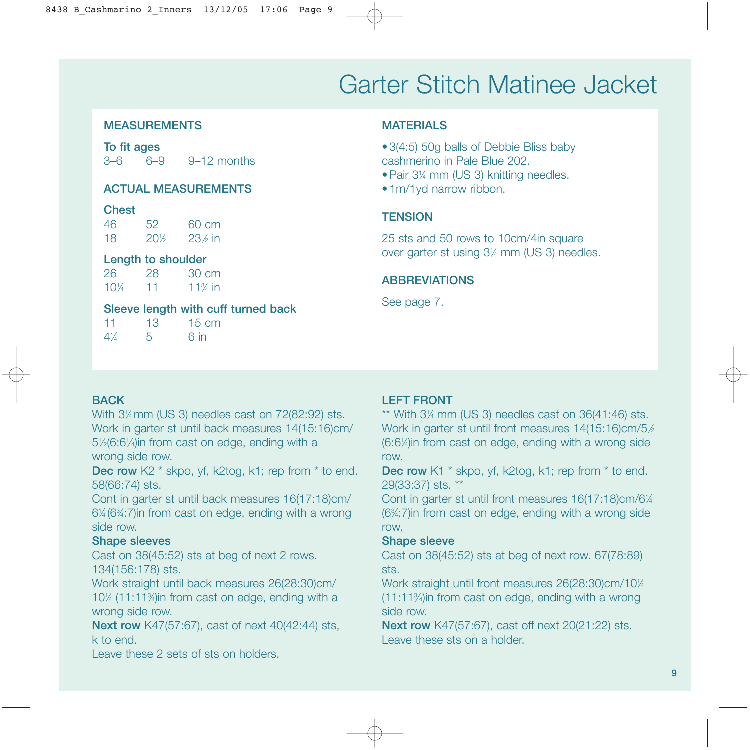# Garter Stitch Matinee Jacket

## MEASUREMENTS

**To fit ages**

3–6 6–9 9–12 months

## ACTUAL MEASUREMENTS

**Chest**

| 46 | 52 | 60 cm |
|---|---|---|
| 18 | 20½ | 23½ in |

**Length to shoulder**

| 26 | 28 | 30 cm |
|---|---|---|
| 10¼ | 11 | 11¾ in |

**Sleeve length with cuff turned back**

| 11 | 13 | 15 cm |
|---|---|---|
| 4¼ | 5 | 6 in |

## MATERIALS

- 3(4:5) 50g balls of Debbie Bliss baby cashmerino in Pale Blue 202.
- Pair 3¼ mm (US 3) knitting needles.
- 1m/1yd narrow ribbon.

## TENSION

25 sts and 50 rows to 10cm/4in square over garter st using 3¼ mm (US 3) needles.

## ABBREVIATIONS

See page 7.

## BACK

With 3¼ mm (US 3) needles cast on 72(82:92) sts.

Work in garter st until back measures 14(15:16)cm/5½(6:6¼)in from cast on edge, ending with a wrong side row.

**Dec row** K2 * skpo, yf, k2tog, k1; rep from * to end. 58(66:74) sts.

Cont in garter st until back measures 16(17:18)cm/6¼(6¾:7)in from cast on edge, ending with a wrong side row.

**Shape sleeves**

Cast on 38(45:52) sts at beg of next 2 rows. 134(156:178) sts.

Work straight until back measures 26(28:30)cm/10¼ (11:11¾)in from cast on edge, ending with a wrong side row.

**Next row** K47(57:67), cast of next 40(42:44) sts, k to end.

Leave these 2 sets of sts on holders.

## LEFT FRONT

** With 3¼ mm (US 3) needles cast on 36(41:46) sts.

Work in garter st until front measures 14(15:16)cm/5½ (6:6¼)in from cast on edge, ending with a wrong side row.

**Dec row** K1 * skpo, yf, k2tog, k1; rep from * to end. 29(33:37) sts. **

Cont in garter st until front measures 16(17:18)cm/6¼ (6¾:7)in from cast on edge, ending with a wrong side row.

**Shape sleeve**

Cast on 38(45:52) sts at beg of next row. 67(78:89) sts.

Work straight until front measures 26(28:30)cm/10¼ (11:11¾)in from cast on edge, ending with a wrong side row.

**Next row** K47(57:67), cast off next 20(21:22) sts. Leave these sts on a holder.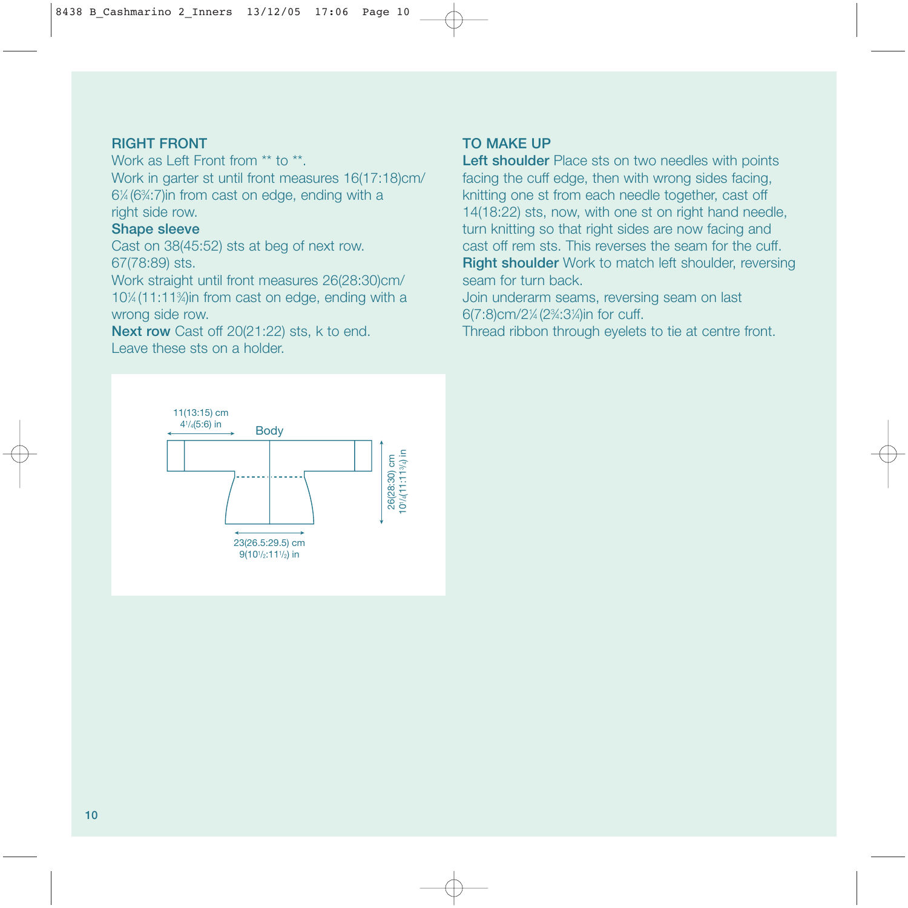## RIGHT FRONT

Work as Left Front from ** to **.

Work in garter st until front measures 16(17:18)cm/ 6¼ (6¾:7)in from cast on edge, ending with a right side row.

**Shape sleeve**

Cast on 38(45:52) sts at beg of next row. 67(78:89) sts.

Work straight until front measures 26(28:30)cm/ 10¼ (11:11¾)in from cast on edge, ending with a wrong side row.

**Next row** Cast off 20(21:22) sts, k to end.

Leave these sts on a holder.

11(13:15) cm
4¼(5:6) in

Body

26(28:30) cm
10¼(11:11¾) in

23(26.5:29.5) cm
9(10½:11½) in

## TO MAKE UP

**Left shoulder** Place sts on two needles with points facing the cuff edge, then with wrong sides facing, knitting one st from each needle together, cast off 14(18:22) sts, now, with one st on right hand needle, turn knitting so that right sides are now facing and cast off rem sts. This reverses the seam for the cuff.

**Right shoulder** Work to match left shoulder, reversing seam for turn back.

Join underarm seams, reversing seam on last 6(7:8)cm/2¼ (2¾:3¼)in for cuff.

Thread ribbon through eyelets to tie at centre front.